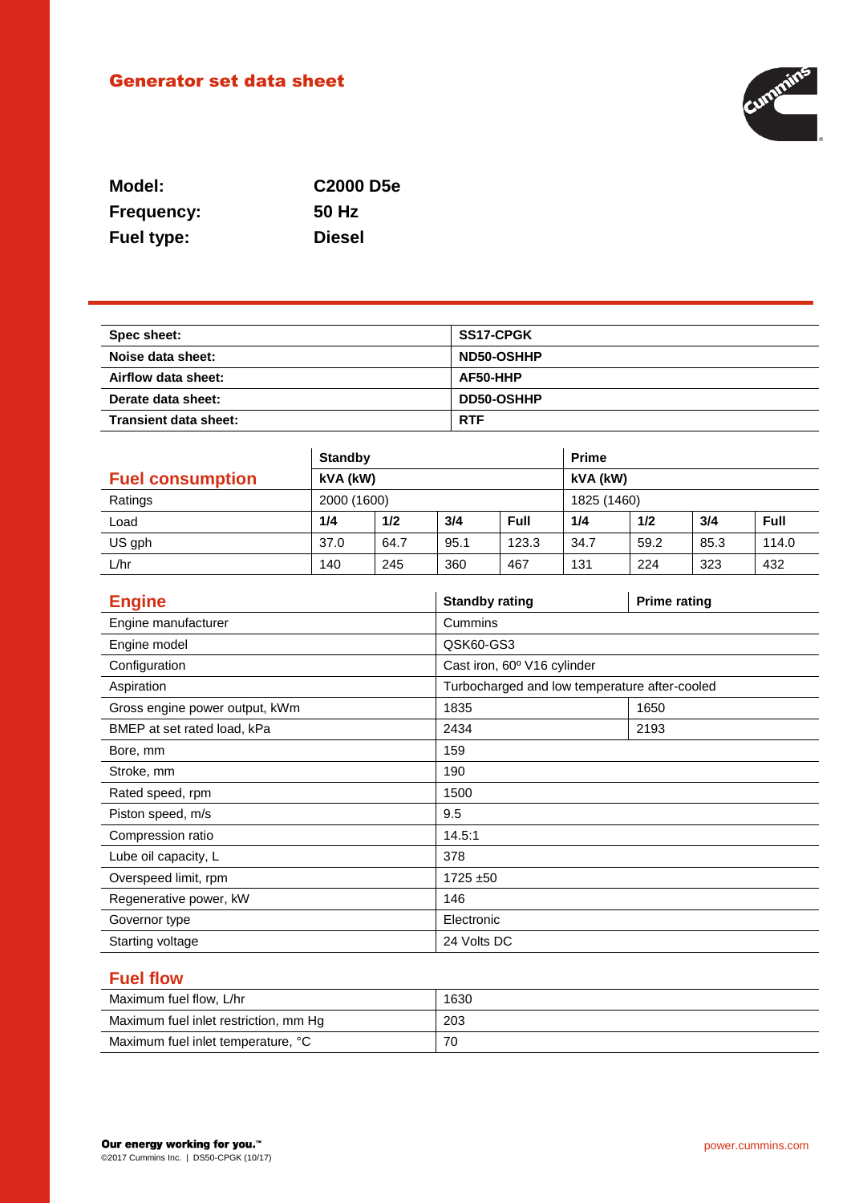# Generator set data sheet

**Model:** C2000 D5e
**Frequency:** 50 Hz
**Fuel type:** Diesel

| Spec sheet: | SS17-CPGK |
|---|---|
| Noise data sheet: | ND50-OSHHP |
| Airflow data sheet: | AF50-HHP |
| Derate data sheet: | DD50-OSHHP |
| Transient data sheet: | RTF |

## Fuel consumption

| | Standby | | | | Prime | | | |
|---|---|---|---|---|---|---|---|---|
| | kVA (kW) | | | | kVA (kW) | | | |
| Ratings | 2000 (1600) | | | | 1825 (1460) | | | |
| Load | 1/4 | 1/2 | 3/4 | Full | 1/4 | 1/2 | 3/4 | Full |
| US gph | 37.0 | 64.7 | 95.1 | 123.3 | 34.7 | 59.2 | 85.3 | 114.0 |
| L/hr | 140 | 245 | 360 | 467 | 131 | 224 | 323 | 432 |

## Engine

| | Standby rating | Prime rating |
|---|---|---|
| Engine manufacturer | Cummins | |
| Engine model | QSK60-GS3 | |
| Configuration | Cast iron, 60º V16 cylinder | |
| Aspiration | Turbocharged and low temperature after-cooled | |
| Gross engine power output, kWm | 1835 | 1650 |
| BMEP at set rated load, kPa | 2434 | 2193 |
| Bore, mm | 159 | |
| Stroke, mm | 190 | |
| Rated speed, rpm | 1500 | |
| Piston speed, m/s | 9.5 | |
| Compression ratio | 14.5:1 | |
| Lube oil capacity, L | 378 | |
| Overspeed limit, rpm | 1725 ±50 | |
| Regenerative power, kW | 146 | |
| Governor type | Electronic | |
| Starting voltage | 24 Volts DC | |

## Fuel flow

| | |
|---|---|
| Maximum fuel flow, L/hr | 1630 |
| Maximum fuel inlet restriction, mm Hg | 203 |
| Maximum fuel inlet temperature, °C | 70 |

**Our energy working for you.™**
©2017 Cummins Inc. | DS50-CPGK (10/17)

power.cummins.com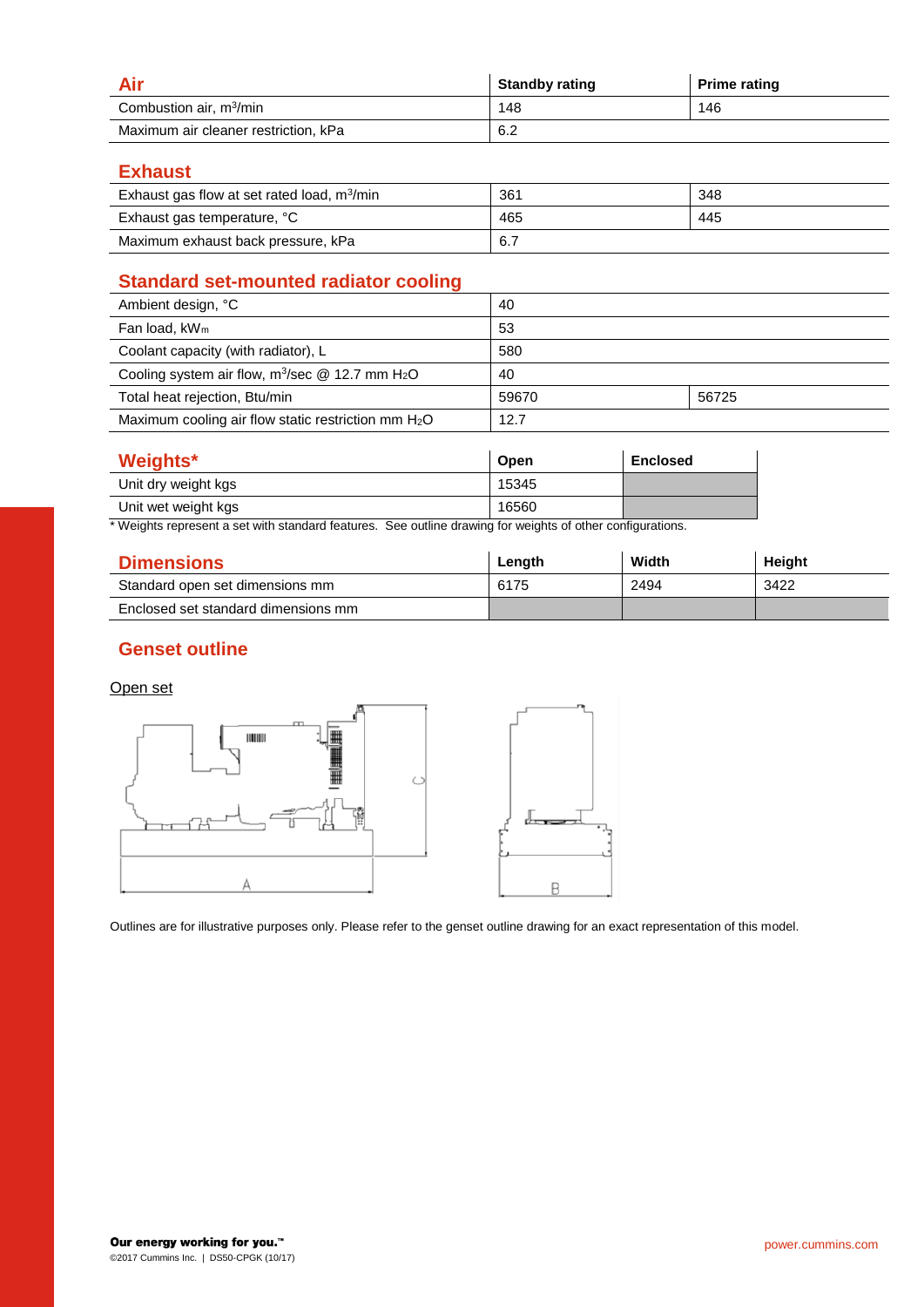## Air

| Air | Standby rating | Prime rating |
|---|---|---|
| Combustion air, $m^3$/min | 148 | 146 |
| Maximum air cleaner restriction, kPa | 6.2 | |

## Exhaust

| Exhaust | Standby rating | Prime rating |
|---|---|---|
| Exhaust gas flow at set rated load, $m^3$/min | 361 | 348 |
| Exhaust gas temperature, °C | 465 | 445 |
| Maximum exhaust back pressure, kPa | 6.7 | |

## Standard set-mounted radiator cooling

| Standard set-mounted radiator cooling | Standby rating | Prime rating |
|---|---|---|
| Ambient design, °C | 40 | |
| Fan load, $kW_m$ | 53 | |
| Coolant capacity (with radiator), L | 580 | |
| Cooling system air flow, $m^3$/sec @ 12.7 mm $H_2O$ | 40 | |
| Total heat rejection, Btu/min | 59670 | 56725 |
| Maximum cooling air flow static restriction mm $H_2O$ | 12.7 | |

## Weights*

| Weights* | Open | Enclosed |
|---|---|---|
| Unit dry weight kgs | 15345 | |
| Unit wet weight kgs | 16560 | |

* Weights represent a set with standard features. See outline drawing for weights of other configurations.

## Dimensions

| Dimensions | Length | Width | Height |
|---|---|---|---|
| Standard open set dimensions mm | 6175 | 2494 | 3422 |
| Enclosed set standard dimensions mm | | | |

## Genset outline

Open set

Outlines are for illustrative purposes only. Please refer to the genset outline drawing for an exact representation of this model.

**Our energy working for you.™**

©2017 Cummins Inc. | DS50-CPGK (10/17)

power.cummins.com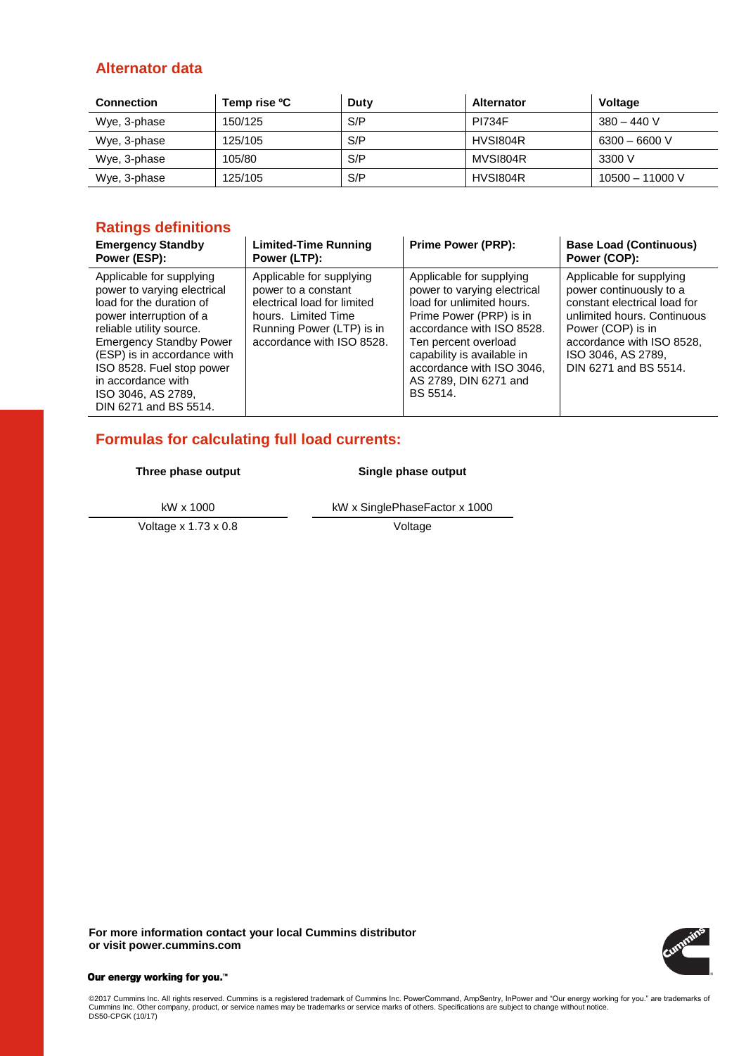## Alternator data

| Connection | Temp rise °C | Duty | Alternator | Voltage |
|---|---|---|---|---|
| Wye, 3-phase | 150/125 | S/P | PI734F | 380 – 440 V |
| Wye, 3-phase | 125/105 | S/P | HVSI804R | 6300 – 6600 V |
| Wye, 3-phase | 105/80 | S/P | MVSI804R | 3300 V |
| Wye, 3-phase | 125/105 | S/P | HVSI804R | 10500 – 11000 V |

## Ratings definitions

| Emergency Standby Power (ESP): | Limited-Time Running Power (LTP): | Prime Power (PRP): | Base Load (Continuous) Power (COP): |
|---|---|---|---|
| Applicable for supplying power to varying electrical load for the duration of power interruption of a reliable utility source. Emergency Standby Power (ESP) is in accordance with ISO 8528. Fuel stop power in accordance with ISO 3046, AS 2789, DIN 6271 and BS 5514. | Applicable for supplying power to a constant electrical load for limited hours. Limited Time Running Power (LTP) is in accordance with ISO 8528. | Applicable for supplying power to varying electrical load for unlimited hours. Prime Power (PRP) is in accordance with ISO 8528. Ten percent overload capability is available in accordance with ISO 3046, AS 2789, DIN 6271 and BS 5514. | Applicable for supplying power continuously to a constant electrical load for unlimited hours. Continuous Power (COP) is in accordance with ISO 8528, ISO 3046, AS 2789, DIN 6271 and BS 5514. |

## Formulas for calculating full load currents:

**Three phase output**

$$\frac{\text{kW} \times 1000}{\text{Voltage} \times 1.73 \times 0.8}$$

**Single phase output**

$$\frac{\text{kW} \times \text{SinglePhaseFactor} \times 1000}{\text{Voltage}}$$

**For more information contact your local Cummins distributor or visit power.cummins.com**

**Our energy working for you.™**

©2017 Cummins Inc. All rights reserved. Cummins is a registered trademark of Cummins Inc. PowerCommand, AmpSentry, InPower and "Our energy working for you." are trademarks of Cummins Inc. Other company, product, or service names may be trademarks or service marks of others. Specifications are subject to change without notice.
DS50-CPGK (10/17)